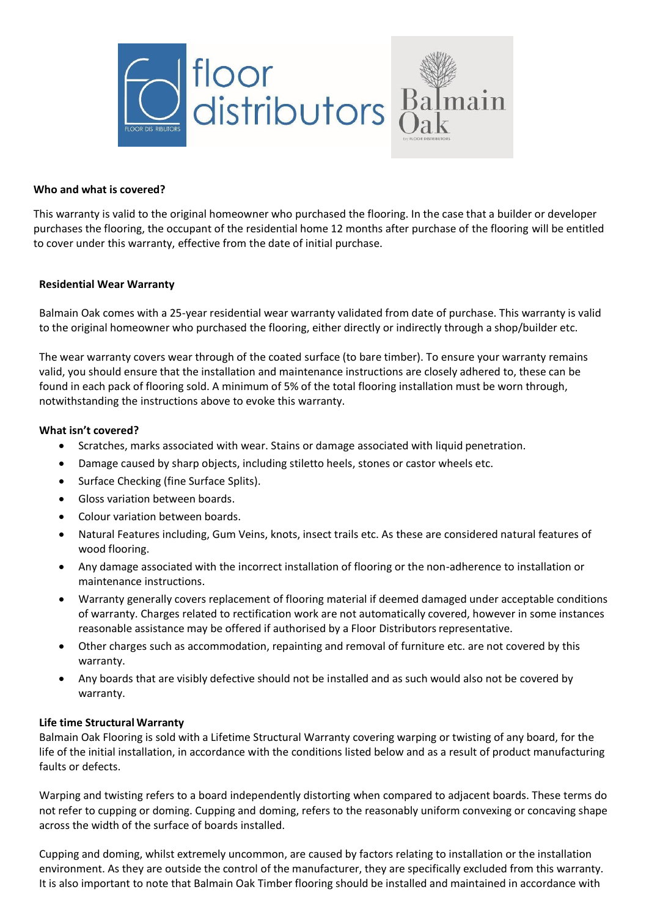**Who and what is covered?**

This warranty is valid to the original homeowner who purchased the flooring. In the case that a builder or developer purchases the flooring, the occupant of the residential home 12 months after purchase of the flooring will be entitled to cover under this warranty, effective from the date of initial purchase.

**Residential Wear Warranty**

Balmain Oak comes with a 25-year residential wear warranty validated from date of purchase. This warranty is valid to the original homeowner who purchased the flooring, either directly or indirectly through a shop/builder etc.

The wear warranty covers wear through of the coated surface (to bare timber). To ensure your warranty remains valid, you should ensure that the installation and maintenance instructions are closely adhered to, these can be found in each pack of flooring sold. A minimum of 5% of the total flooring installation must be worn through, notwithstanding the instructions above to evoke this warranty.

**What isn't covered?**

- Scratches, marks associated with wear. Stains or damage associated with liquid penetration.
- Damage caused by sharp objects, including stiletto heels, stones or castor wheels etc.
- Surface Checking (fine Surface Splits).
- Gloss variation between boards.
- Colour variation between boards.
- Natural Features including, Gum Veins, knots, insect trails etc. As these are considered natural features of wood flooring.
- Any damage associated with the incorrect installation of flooring or the non-adherence to installation or maintenance instructions.
- Warranty generally covers replacement of flooring material if deemed damaged under acceptable conditions of warranty. Charges related to rectification work are not automatically covered, however in some instances reasonable assistance may be offered if authorised by a Floor Distributors representative.
- Other charges such as accommodation, repainting and removal of furniture etc. are not covered by this warranty.
- Any boards that are visibly defective should not be installed and as such would also not be covered by warranty.

**Life time Structural Warranty**

Balmain Oak Flooring is sold with a Lifetime Structural Warranty covering warping or twisting of any board, for the life of the initial installation, in accordance with the conditions listed below and as a result of product manufacturing faults or defects.

Warping and twisting refers to a board independently distorting when compared to adjacent boards. These terms do not refer to cupping or doming. Cupping and doming, refers to the reasonably uniform convexing or concaving shape across the width of the surface of boards installed.

Cupping and doming, whilst extremely uncommon, are caused by factors relating to installation or the installation environment. As they are outside the control of the manufacturer, they are specifically excluded from this warranty. It is also important to note that Balmain Oak Timber flooring should be installed and maintained in accordance with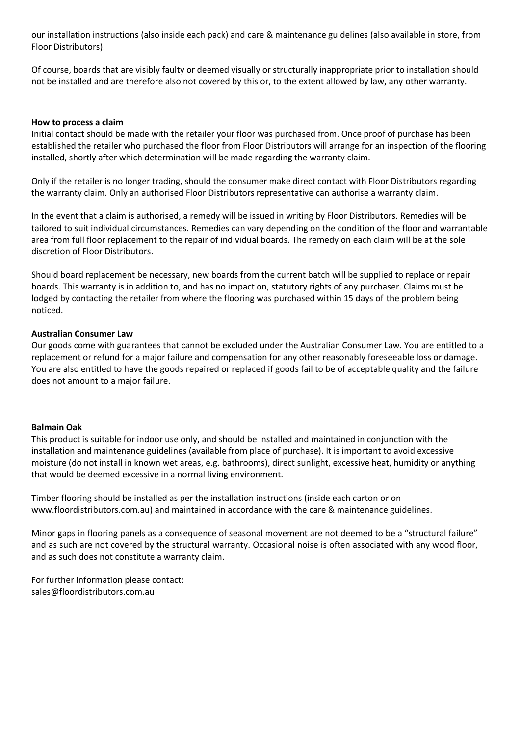our installation instructions (also inside each pack) and care & maintenance guidelines (also available in store, from Floor Distributors).

Of course, boards that are visibly faulty or deemed visually or structurally inappropriate prior to installation should not be installed and are therefore also not covered by this or, to the extent allowed by law, any other warranty.

**How to process a claim**

Initial contact should be made with the retailer your floor was purchased from. Once proof of purchase has been established the retailer who purchased the floor from Floor Distributors will arrange for an inspection of the flooring installed, shortly after which determination will be made regarding the warranty claim.

Only if the retailer is no longer trading, should the consumer make direct contact with Floor Distributors regarding the warranty claim. Only an authorised Floor Distributors representative can authorise a warranty claim.

In the event that a claim is authorised, a remedy will be issued in writing by Floor Distributors. Remedies will be tailored to suit individual circumstances. Remedies can vary depending on the condition of the floor and warrantable area from full floor replacement to the repair of individual boards. The remedy on each claim will be at the sole discretion of Floor Distributors.

Should board replacement be necessary, new boards from the current batch will be supplied to replace or repair boards. This warranty is in addition to, and has no impact on, statutory rights of any purchaser. Claims must be lodged by contacting the retailer from where the flooring was purchased within 15 days of the problem being noticed.

**Australian Consumer Law**

Our goods come with guarantees that cannot be excluded under the Australian Consumer Law. You are entitled to a replacement or refund for a major failure and compensation for any other reasonably foreseeable loss or damage. You are also entitled to have the goods repaired or replaced if goods fail to be of acceptable quality and the failure does not amount to a major failure.

**Balmain Oak**

This product is suitable for indoor use only, and should be installed and maintained in conjunction with the installation and maintenance guidelines (available from place of purchase). It is important to avoid excessive moisture (do not install in known wet areas, e.g. bathrooms), direct sunlight, excessive heat, humidity or anything that would be deemed excessive in a normal living environment.

Timber flooring should be installed as per the installation instructions (inside each carton or on www.floordistributors.com.au) and maintained in accordance with the care & maintenance guidelines.

Minor gaps in flooring panels as a consequence of seasonal movement are not deemed to be a "structural failure" and as such are not covered by the structural warranty. Occasional noise is often associated with any wood floor, and as such does not constitute a warranty claim.

For further information please contact:
sales@floordistributors.com.au